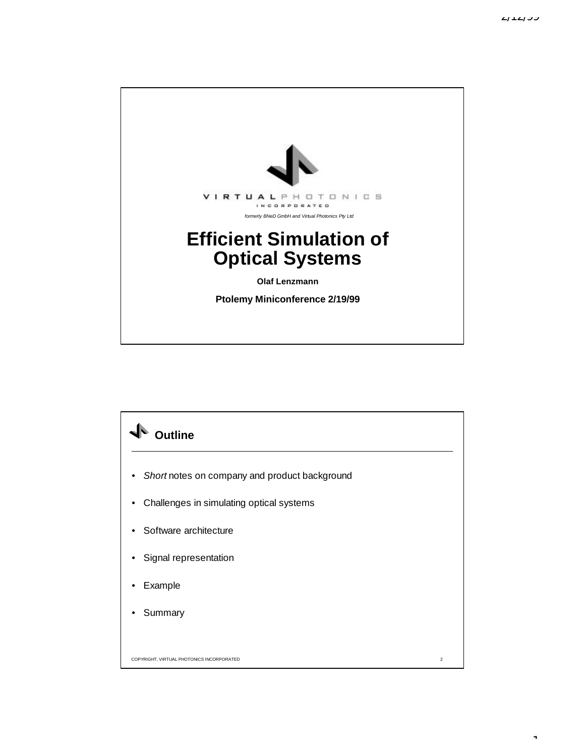VIRTUAL PHOTONICS INCORPORATED

*formerly BNeD GmbH and Virtual Photonics Pty Ltd*

# Efficient Simulation of Optical Systems

**Olaf Lenzmann**

**Ptolemy Miniconference 2/19/99**

## Outline

- *Short* notes on company and product background
- Challenges in simulating optical systems
- Software architecture
- Signal representation
- Example
- Summary

COPYRIGHT, VIRTUAL PHOTONICS INCORPORATED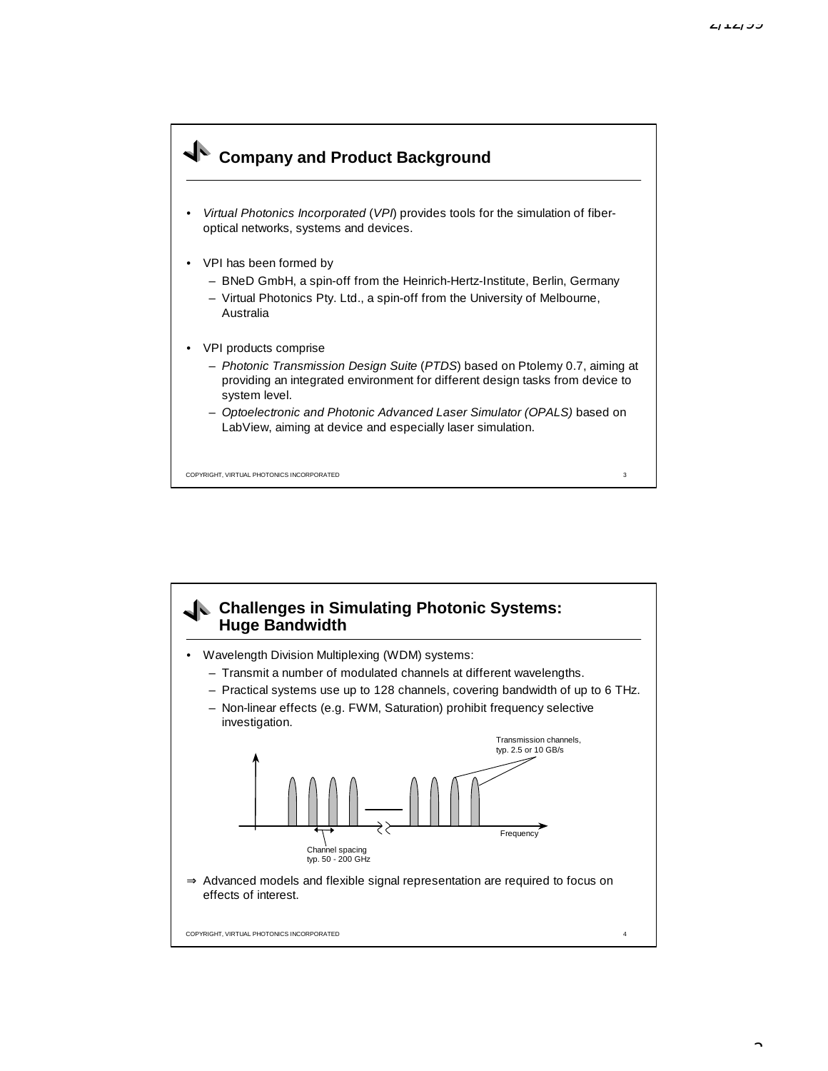## Company and Product Background

- *Virtual Photonics Incorporated* (*VPI*) provides tools for the simulation of fiber-optical networks, systems and devices.
- VPI has been formed by
  - BNeD GmbH, a spin-off from the Heinrich-Hertz-Institute, Berlin, Germany
  - Virtual Photonics Pty. Ltd., a spin-off from the University of Melbourne, Australia
- VPI products comprise
  - *Photonic Transmission Design Suite* (*PTDS*) based on Ptolemy 0.7, aiming at providing an integrated environment for different design tasks from device to system level.
  - *Optoelectronic and Photonic Advanced Laser Simulator (OPALS)* based on LabView, aiming at device and especially laser simulation.

COPYRIGHT, VIRTUAL PHOTONICS INCORPORATED

## Challenges in Simulating Photonic Systems: Huge Bandwidth

- Wavelength Division Multiplexing (WDM) systems:
  - Transmit a number of modulated channels at different wavelengths.
  - Practical systems use up to 128 channels, covering bandwidth of up to 6 THz.
  - Non-linear effects (e.g. FWM, Saturation) prohibit frequency selective investigation.

Transmission channels, typ. 2.5 or 10 GB/s

Channel spacing typ. 50 - 200 GHz

Frequency

⇒ Advanced models and flexible signal representation are required to focus on effects of interest.

COPYRIGHT, VIRTUAL PHOTONICS INCORPORATED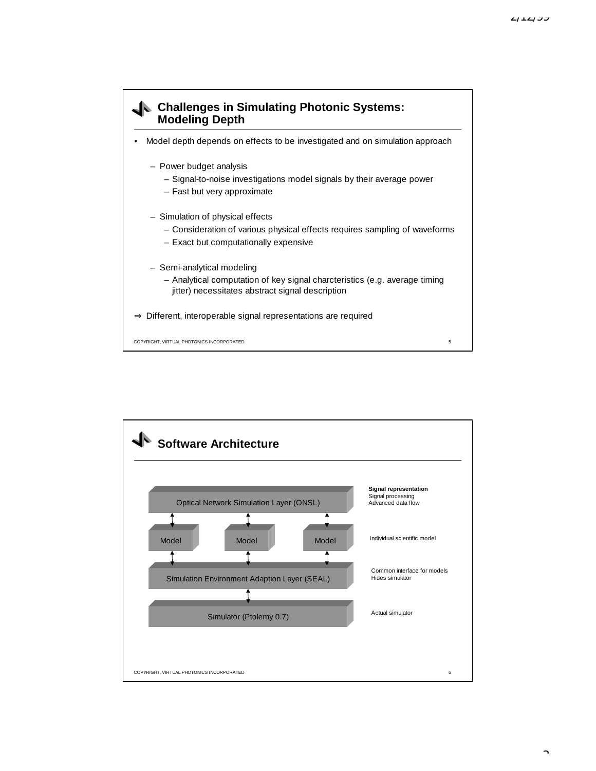## Challenges in Simulating Photonic Systems: Modeling Depth

- Model depth depends on effects to be investigated and on simulation approach
  - Power budget analysis
    - Signal-to-noise investigations model signals by their average power
    - Fast but very approximate
  - Simulation of physical effects
    - Consideration of various physical effects requires sampling of waveforms
    - Exact but computationally expensive
  - Semi-analytical modeling
    - Analytical computation of key signal charcteristics (e.g. average timing jitter) necessitates abstract signal description

⇒ Different, interoperable signal representations are required

COPYRIGHT, VIRTUAL PHOTONICS INCORPORATED

## Software Architecture

| Layer | Description |
| --- | --- |
| Optical Network Simulation Layer (ONSL) | **Signal representation**<br>Signal processing<br>Advanced data flow |
| Model / Model / Model | Individual scientific model |
| Simulation Environment Adaption Layer (SEAL) | Common interface for models<br>Hides simulator |
| Simulator (Ptolemy 0.7) | Actual simulator |

COPYRIGHT, VIRTUAL PHOTONICS INCORPORATED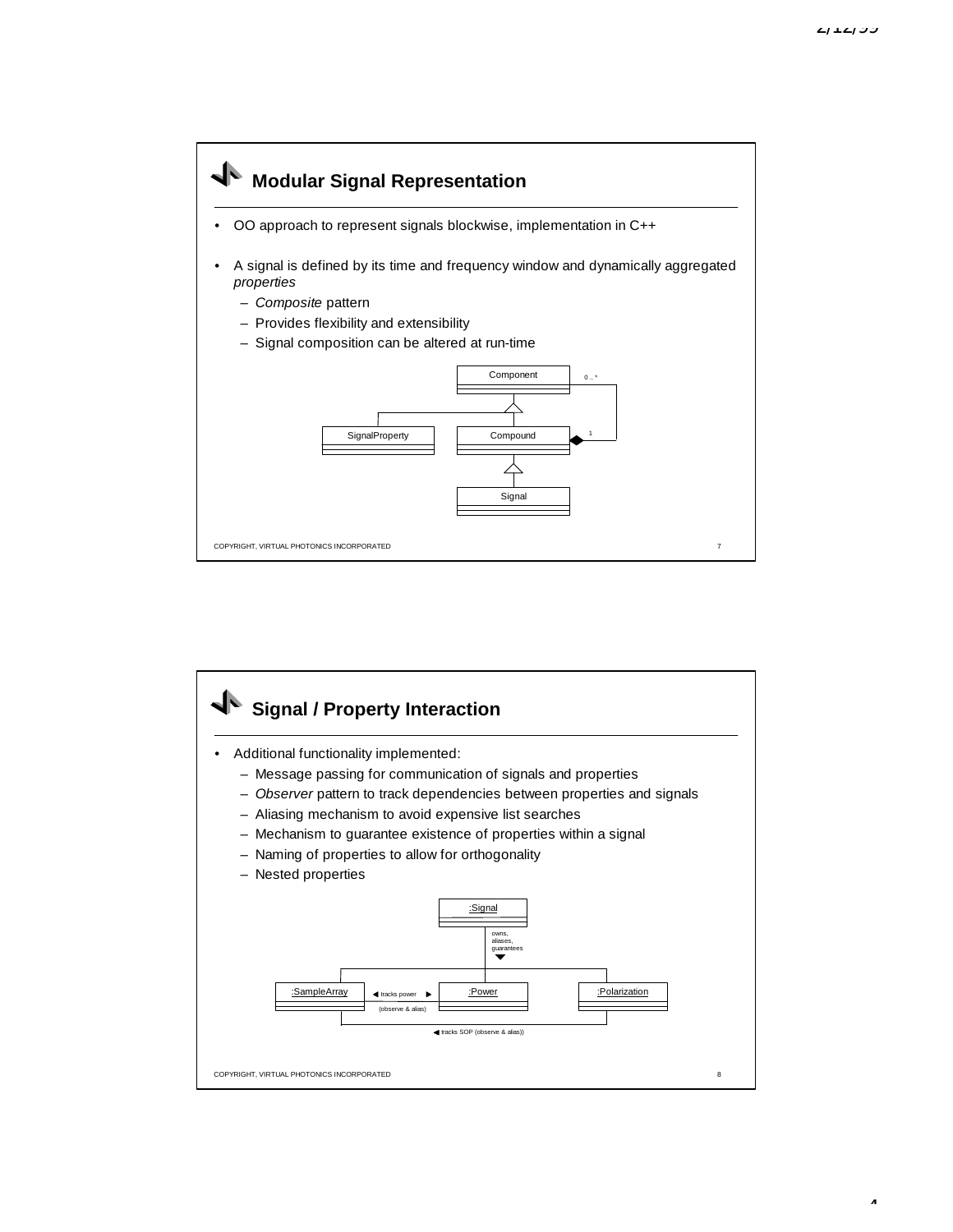## Modular Signal Representation

- OO approach to represent signals blockwise, implementation in C++
- A signal is defined by its time and frequency window and dynamically aggregated *properties*
  - *Composite* pattern
  - Provides flexibility and extensibility
  - Signal composition can be altered at run-time

Component 0 .. *

SignalProperty Compound 1

Signal

## Signal / Property Interaction

- Additional functionality implemented:
  - Message passing for communication of signals and properties
  - *Observer* pattern to track dependencies between properties and signals
  - Aliasing mechanism to avoid expensive list searches
  - Mechanism to guarantee existence of properties within a signal
  - Naming of properties to allow for orthogonality
  - Nested properties

:Signal

owns, aliases, guarantees

:SampleArray ◀ tracks power ▶ (observe & alias) :Power :Polarization

◀ tracks SOP (observe & alias))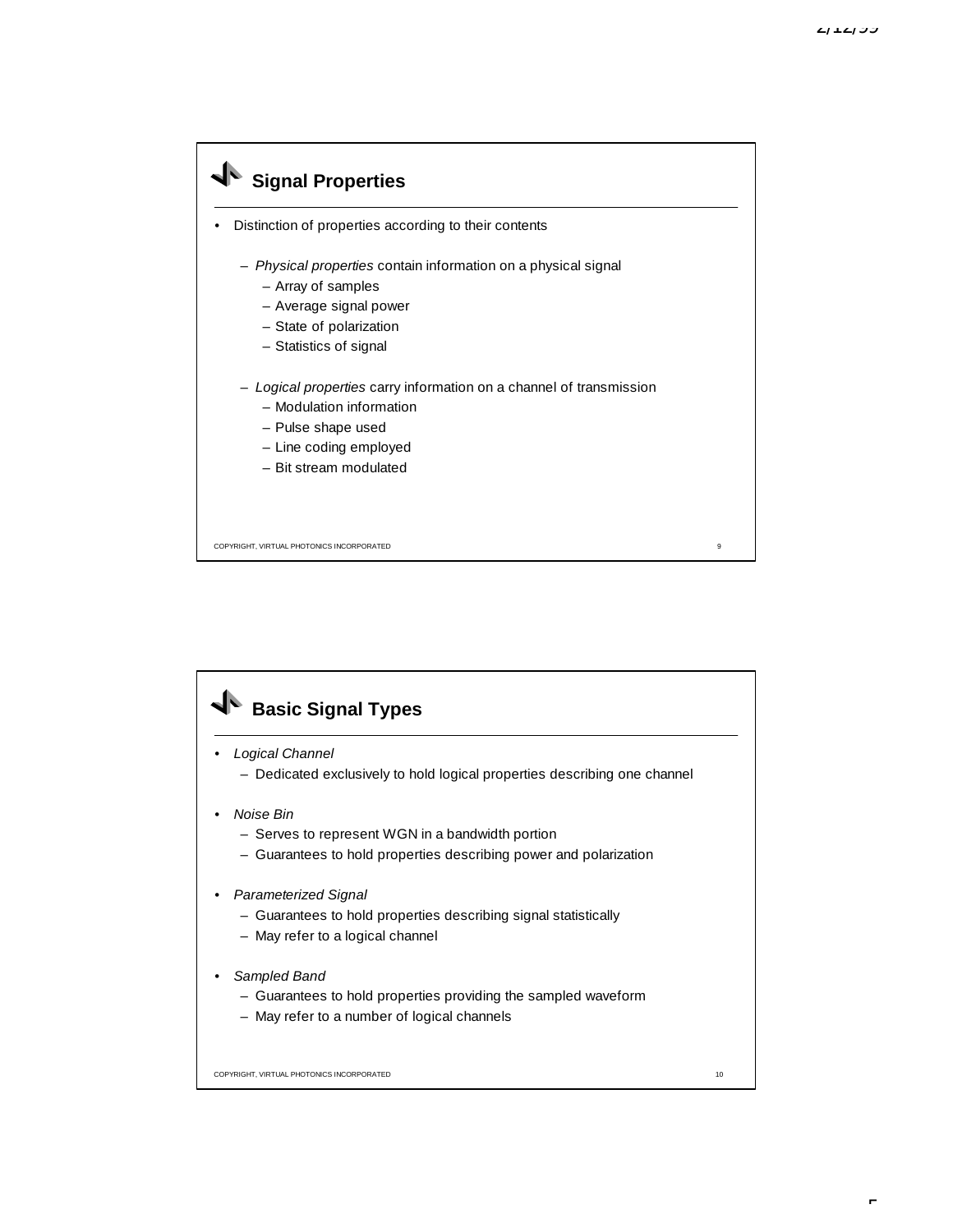## Signal Properties

- Distinction of properties according to their contents
  - *Physical properties* contain information on a physical signal
    - Array of samples
    - Average signal power
    - State of polarization
    - Statistics of signal
  - *Logical properties* carry information on a channel of transmission
    - Modulation information
    - Pulse shape used
    - Line coding employed
    - Bit stream modulated

COPYRIGHT, VIRTUAL PHOTONICS INCORPORATED

## Basic Signal Types

- *Logical Channel*
  - Dedicated exclusively to hold logical properties describing one channel
- *Noise Bin*
  - Serves to represent WGN in a bandwidth portion
  - Guarantees to hold properties describing power and polarization
- *Parameterized Signal*
  - Guarantees to hold properties describing signal statistically
  - May refer to a logical channel
- *Sampled Band*
  - Guarantees to hold properties providing the sampled waveform
  - May refer to a number of logical channels

COPYRIGHT, VIRTUAL PHOTONICS INCORPORATED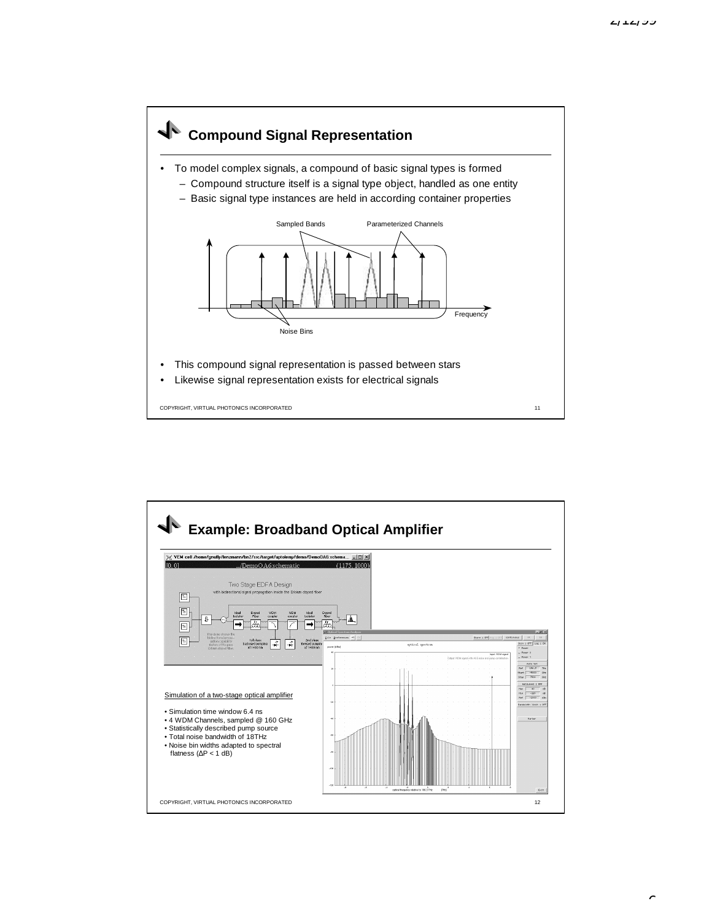## Compound Signal Representation

- To model complex signals, a compound of basic signal types is formed
  - Compound structure itself is a signal type object, handled as one entity
  - Basic signal type instances are held in according container properties

Sampled Bands

Parameterized Channels

Noise Bins

Frequency

- This compound signal representation is passed between stars
- Likewise signal representation exists for electrical signals

COPYRIGHT, VIRTUAL PHOTONICS INCORPORATED

## Example: Broadband Optical Amplifier

Simulation of a two-stage optical amplifier

- Simulation time window 6.4 ns
- 4 WDM Channels, sampled @ 160 GHz
- Statistically described pump source
- Total noise bandwidth of 18THz
- Noise bin widths adapted to spectral flatness ($\Delta P < 1$ dB)

COPYRIGHT, VIRTUAL PHOTONICS INCORPORATED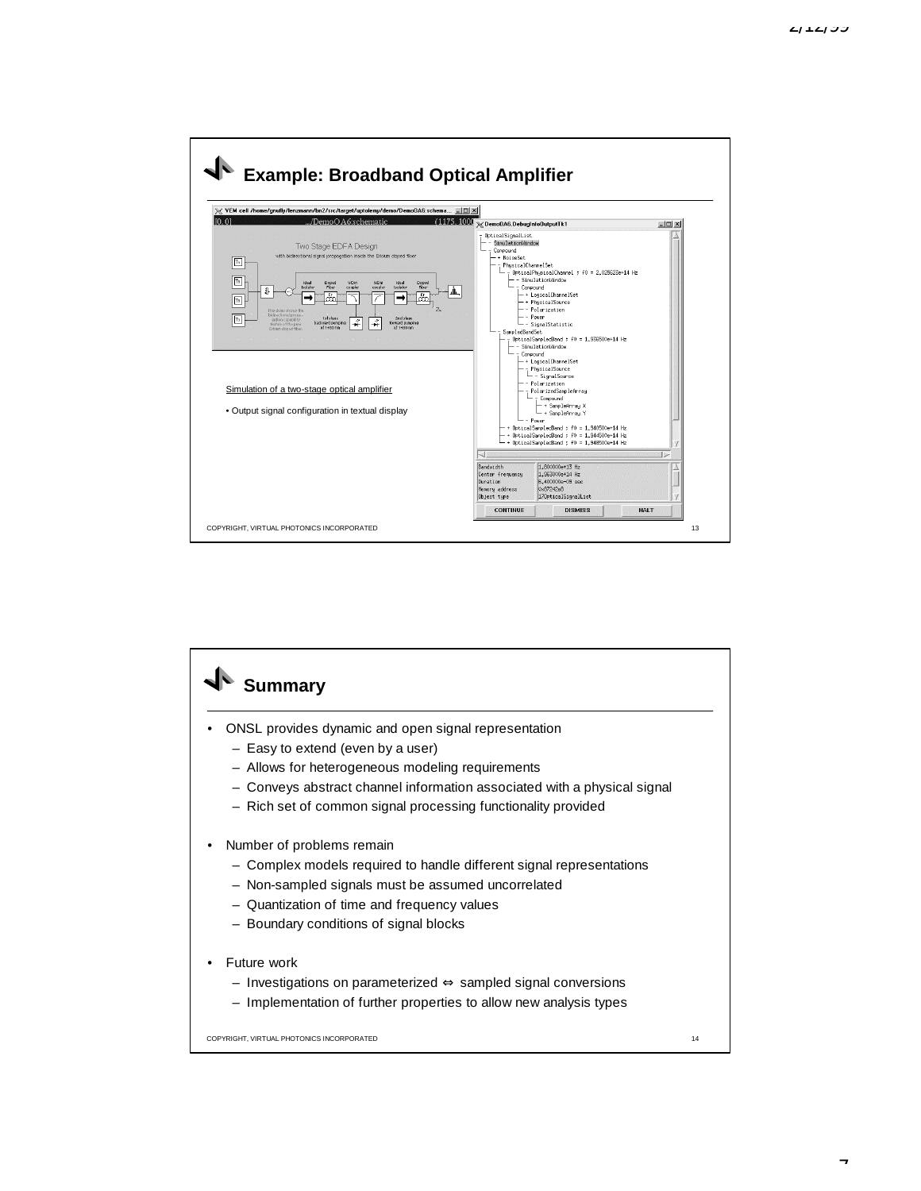## Example: Broadband Optical Amplifier

Simulation of a two-stage optical amplifier

- Output signal configuration in textual display

COPYRIGHT, VIRTUAL PHOTONICS INCORPORATED

## Summary

- ONSL provides dynamic and open signal representation
  - Easy to extend (even by a user)
  - Allows for heterogeneous modeling requirements
  - Conveys abstract channel information associated with a physical signal
  - Rich set of common signal processing functionality provided
- Number of problems remain
  - Complex models required to handle different signal representations
  - Non-sampled signals must be assumed uncorrelated
  - Quantization of time and frequency values
  - Boundary conditions of signal blocks
- Future work
  - Investigations on parameterized ⇔ sampled signal conversions
  - Implementation of further properties to allow new analysis types

COPYRIGHT, VIRTUAL PHOTONICS INCORPORATED